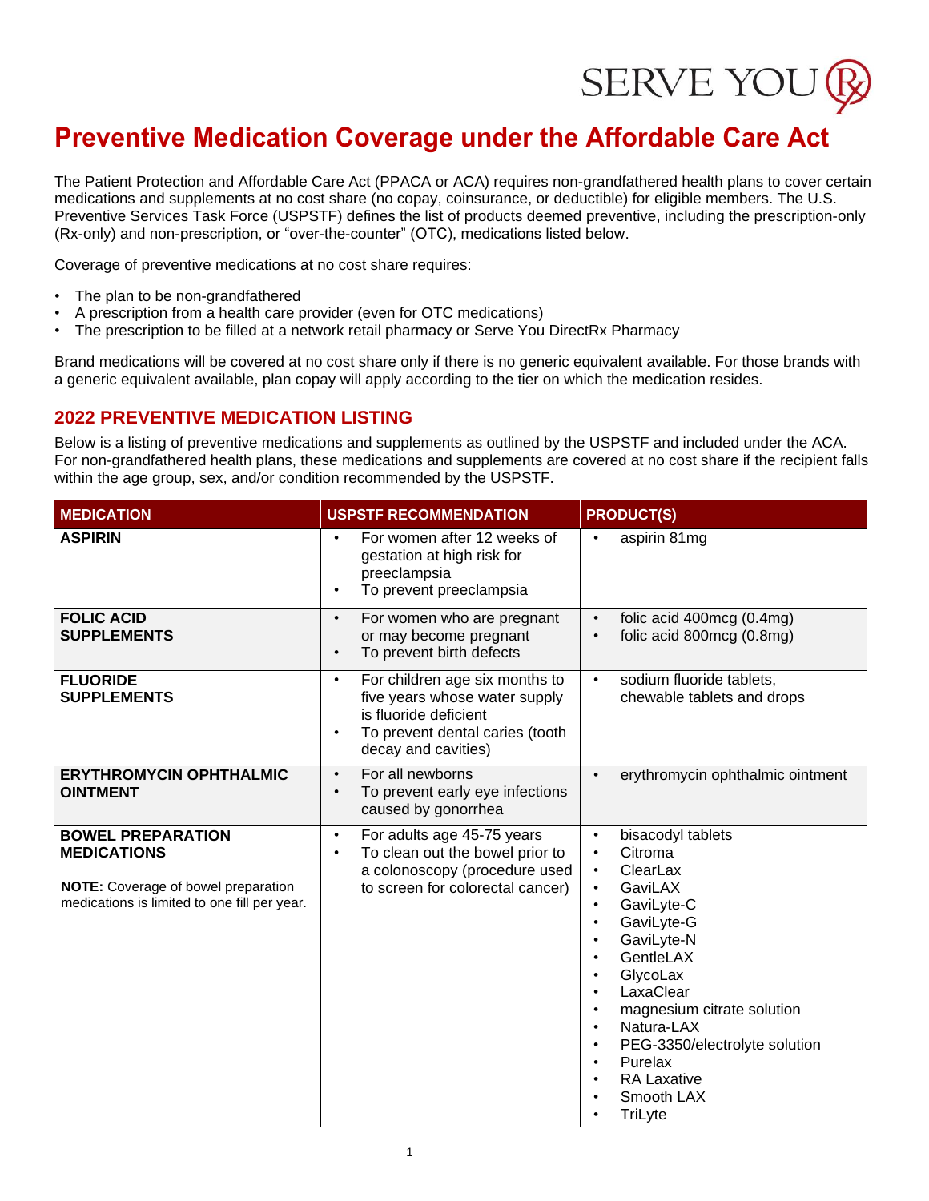SERVE YOU Rx

# Preventive Medication Coverage under the Affordable Care Act

The Patient Protection and Affordable Care Act (PPACA or ACA) requires non-grandfathered health plans to cover certain medications and supplements at no cost share (no copay, coinsurance, or deductible) for eligible members. The U.S. Preventive Services Task Force (USPSTF) defines the list of products deemed preventive, including the prescription-only (Rx-only) and non-prescription, or "over-the-counter" (OTC), medications listed below.

Coverage of preventive medications at no cost share requires:

- The plan to be non-grandfathered
- A prescription from a health care provider (even for OTC medications)
- The prescription to be filled at a network retail pharmacy or Serve You DirectRx Pharmacy

Brand medications will be covered at no cost share only if there is no generic equivalent available. For those brands with a generic equivalent available, plan copay will apply according to the tier on which the medication resides.

## 2022 PREVENTIVE MEDICATION LISTING

Below is a listing of preventive medications and supplements as outlined by the USPSTF and included under the ACA. For non-grandfathered health plans, these medications and supplements are covered at no cost share if the recipient falls within the age group, sex, and/or condition recommended by the USPSTF.

| MEDICATION | USPSTF RECOMMENDATION | PRODUCT(S) |
|---|---|---|
| **ASPIRIN** | • For women after 12 weeks of gestation at high risk for preeclampsia<br>• To prevent preeclampsia | • aspirin 81mg |
| **FOLIC ACID SUPPLEMENTS** | • For women who are pregnant or may become pregnant<br>• To prevent birth defects | • folic acid 400mcg (0.4mg)<br>• folic acid 800mcg (0.8mg) |
| **FLUORIDE SUPPLEMENTS** | • For children age six months to five years whose water supply is fluoride deficient<br>• To prevent dental caries (tooth decay and cavities) | • sodium fluoride tablets, chewable tablets and drops |
| **ERYTHROMYCIN OPHTHALMIC OINTMENT** | • For all newborns<br>• To prevent early eye infections caused by gonorrhea | • erythromycin ophthalmic ointment |
| **BOWEL PREPARATION MEDICATIONS**<br><br>**NOTE:** Coverage of bowel preparation medications is limited to one fill per year. | • For adults age 45-75 years<br>• To clean out the bowel prior to a colonoscopy (procedure used to screen for colorectal cancer) | • bisacodyl tablets<br>• Citroma<br>• ClearLax<br>• GaviLAX<br>• GaviLyte-C<br>• GaviLyte-G<br>• GaviLyte-N<br>• GentleLAX<br>• GlycoLax<br>• LaxaClear<br>• magnesium citrate solution<br>• Natura-LAX<br>• PEG-3350/electrolyte solution<br>• Purelax<br>• RA Laxative<br>• Smooth LAX<br>• TriLyte |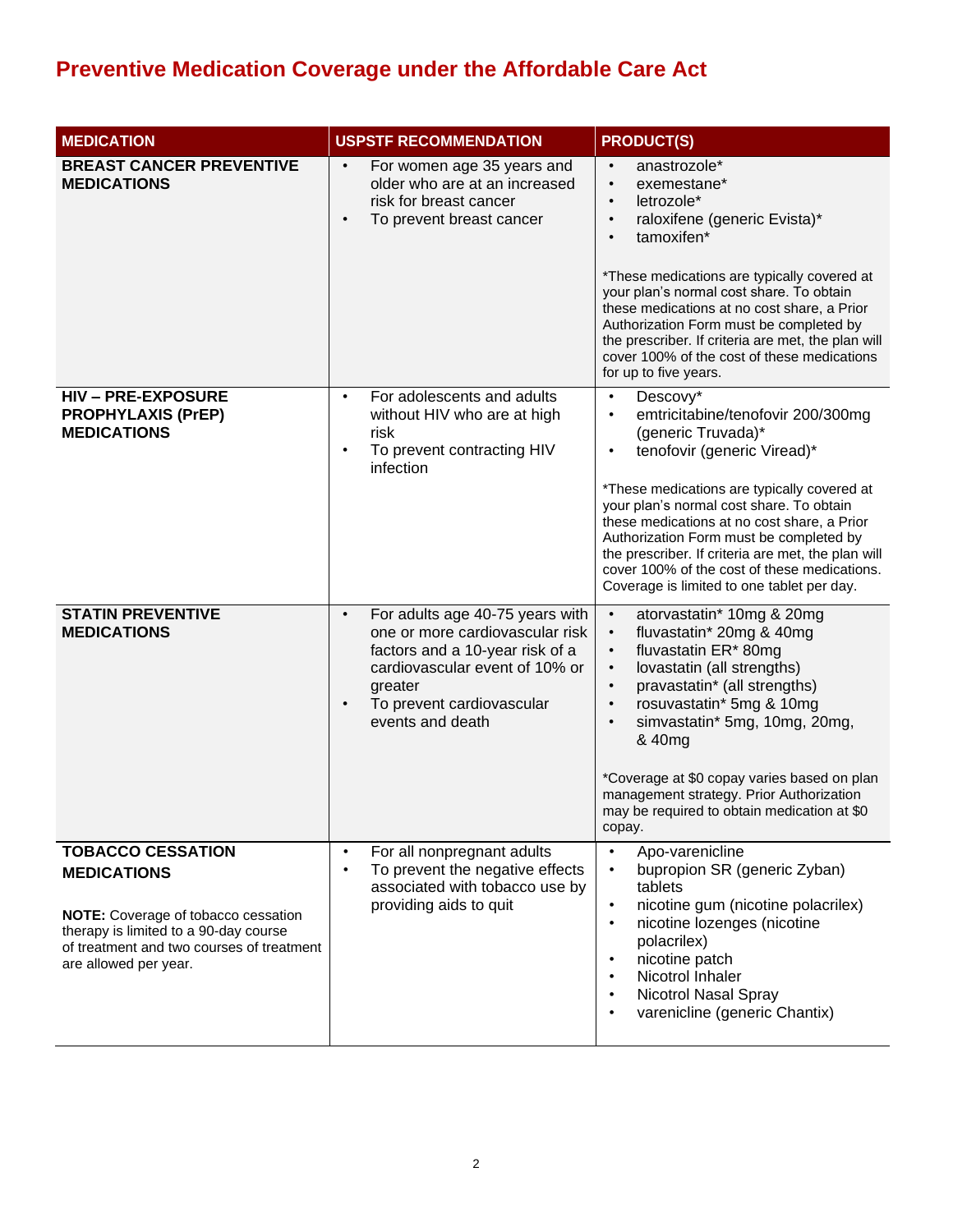# Preventive Medication Coverage under the Affordable Care Act

| MEDICATION | USPSTF RECOMMENDATION | PRODUCT(S) |
|---|---|---|
| **BREAST CANCER PREVENTIVE MEDICATIONS** | • For women age 35 years and older who are at an increased risk for breast cancer<br>• To prevent breast cancer | • anastrozole*<br>• exemestane*<br>• letrozole*<br>• raloxifene (generic Evista)*<br>• tamoxifen*<br><br>*These medications are typically covered at your plan's normal cost share. To obtain these medications at no cost share, a Prior Authorization Form must be completed by the prescriber. If criteria are met, the plan will cover 100% of the cost of these medications for up to five years. |
| **HIV – PRE-EXPOSURE PROPHYLAXIS (PrEP) MEDICATIONS** | • For adolescents and adults without HIV who are at high risk<br>• To prevent contracting HIV infection | • Descovy*<br>• emtricitabine/tenofovir 200/300mg (generic Truvada)*<br>• tenofovir (generic Viread)*<br><br>*These medications are typically covered at your plan's normal cost share. To obtain these medications at no cost share, a Prior Authorization Form must be completed by the prescriber. If criteria are met, the plan will cover 100% of the cost of these medications. Coverage is limited to one tablet per day. |
| **STATIN PREVENTIVE MEDICATIONS** | • For adults age 40-75 years with one or more cardiovascular risk factors and a 10-year risk of a cardiovascular event of 10% or greater<br>• To prevent cardiovascular events and death | • atorvastatin* 10mg & 20mg<br>• fluvastatin* 20mg & 40mg<br>• fluvastatin ER* 80mg<br>• lovastatin (all strengths)<br>• pravastatin* (all strengths)<br>• rosuvastatin* 5mg & 10mg<br>• simvastatin* 5mg, 10mg, 20mg, & 40mg<br><br>*Coverage at $0 copay varies based on plan management strategy. Prior Authorization may be required to obtain medication at $0 copay. |
| **TOBACCO CESSATION MEDICATIONS**<br><br>**NOTE:** Coverage of tobacco cessation therapy is limited to a 90-day course of treatment and two courses of treatment are allowed per year. | • For all nonpregnant adults<br>• To prevent the negative effects associated with tobacco use by providing aids to quit | • Apo-varenicline<br>• bupropion SR (generic Zyban) tablets<br>• nicotine gum (nicotine polacrilex)<br>• nicotine lozenges (nicotine polacrilex)<br>• nicotine patch<br>• Nicotrol Inhaler<br>• Nicotrol Nasal Spray<br>• varenicline (generic Chantix) |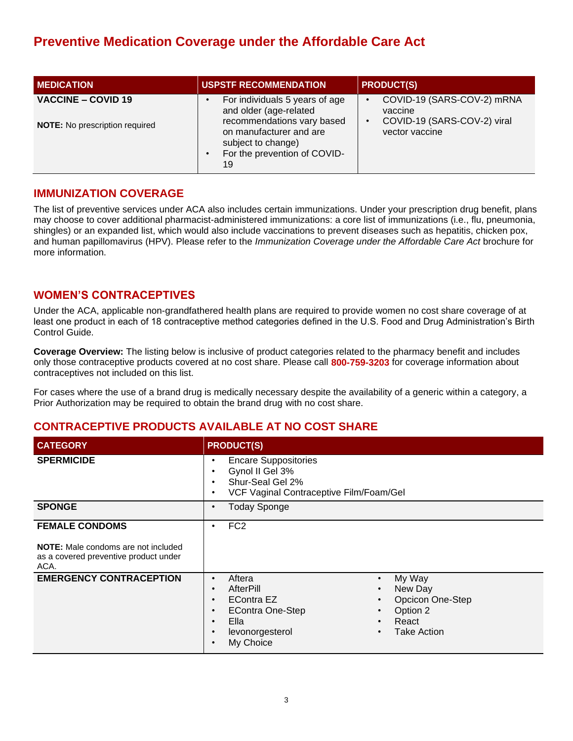# Preventive Medication Coverage under the Affordable Care Act

| MEDICATION | USPSTF RECOMMENDATION | PRODUCT(S) |
|---|---|---|
| **VACCINE – COVID 19**<br><br>**NOTE:** No prescription required | • For individuals 5 years of age and older (age-related recommendations vary based on manufacturer and are subject to change)<br>• For the prevention of COVID-19 | • COVID-19 (SARS-COV-2) mRNA vaccine<br>• COVID-19 (SARS-COV-2) viral vector vaccine |

## IMMUNIZATION COVERAGE

The list of preventive services under ACA also includes certain immunizations. Under your prescription drug benefit, plans may choose to cover additional pharmacist-administered immunizations: a core list of immunizations (i.e., flu, pneumonia, shingles) or an expanded list, which would also include vaccinations to prevent diseases such as hepatitis, chicken pox, and human papillomavirus (HPV). Please refer to the *Immunization Coverage under the Affordable Care Act* brochure for more information.

## WOMEN'S CONTRACEPTIVES

Under the ACA, applicable non-grandfathered health plans are required to provide women no cost share coverage of at least one product in each of 18 contraceptive method categories defined in the U.S. Food and Drug Administration's Birth Control Guide.

**Coverage Overview:** The listing below is inclusive of product categories related to the pharmacy benefit and includes only those contraceptive products covered at no cost share. Please call **800-759-3203** for coverage information about contraceptives not included on this list.

For cases where the use of a brand drug is medically necessary despite the availability of a generic within a category, a Prior Authorization may be required to obtain the brand drug with no cost share.

## CONTRACEPTIVE PRODUCTS AVAILABLE AT NO COST SHARE

| CATEGORY | PRODUCT(S) |
|---|---|
| **SPERMICIDE** | • Encare Suppositories<br>• Gynol II Gel 3%<br>• Shur-Seal Gel 2%<br>• VCF Vaginal Contraceptive Film/Foam/Gel |
| **SPONGE** | • Today Sponge |
| **FEMALE CONDOMS**<br><br>**NOTE:** Male condoms are not included as a covered preventive product under ACA. | • FC2 |
| **EMERGENCY CONTRACEPTION** | • Aftera<br>• AfterPill<br>• EContra EZ<br>• EContra One-Step<br>• Ella<br>• levonorgesterol<br>• My Choice<br>• My Way<br>• New Day<br>• Opcicon One-Step<br>• Option 2<br>• React<br>• Take Action |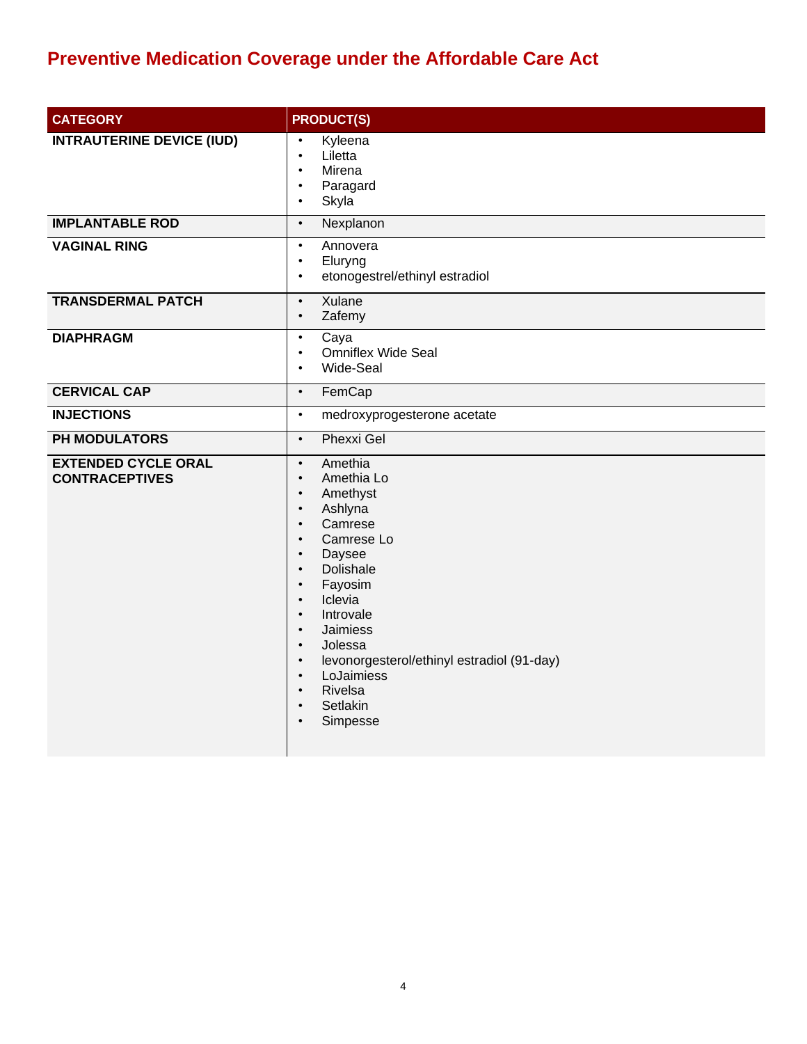# Preventive Medication Coverage under the Affordable Care Act

| CATEGORY | PRODUCT(S) |
|---|---|
| **INTRAUTERINE DEVICE (IUD)** | • Kyleena<br>• Liletta<br>• Mirena<br>• Paragard<br>• Skyla |
| **IMPLANTABLE ROD** | • Nexplanon |
| **VAGINAL RING** | • Annovera<br>• Eluryng<br>• etonogestrel/ethinyl estradiol |
| **TRANSDERMAL PATCH** | • Xulane<br>• Zafemy |
| **DIAPHRAGM** | • Caya<br>• Omniflex Wide Seal<br>• Wide-Seal |
| **CERVICAL CAP** | • FemCap |
| **INJECTIONS** | • medroxyprogesterone acetate |
| **PH MODULATORS** | • Phexxi Gel |
| **EXTENDED CYCLE ORAL CONTRACEPTIVES** | • Amethia<br>• Amethia Lo<br>• Amethyst<br>• Ashlyna<br>• Camrese<br>• Camrese Lo<br>• Daysee<br>• Dolishale<br>• Fayosim<br>• Iclevia<br>• Introvale<br>• Jaimiess<br>• Jolessa<br>• levonorgesterol/ethinyl estradiol (91-day)<br>• LoJaimiess<br>• Rivelsa<br>• Setlakin<br>• Simpesse |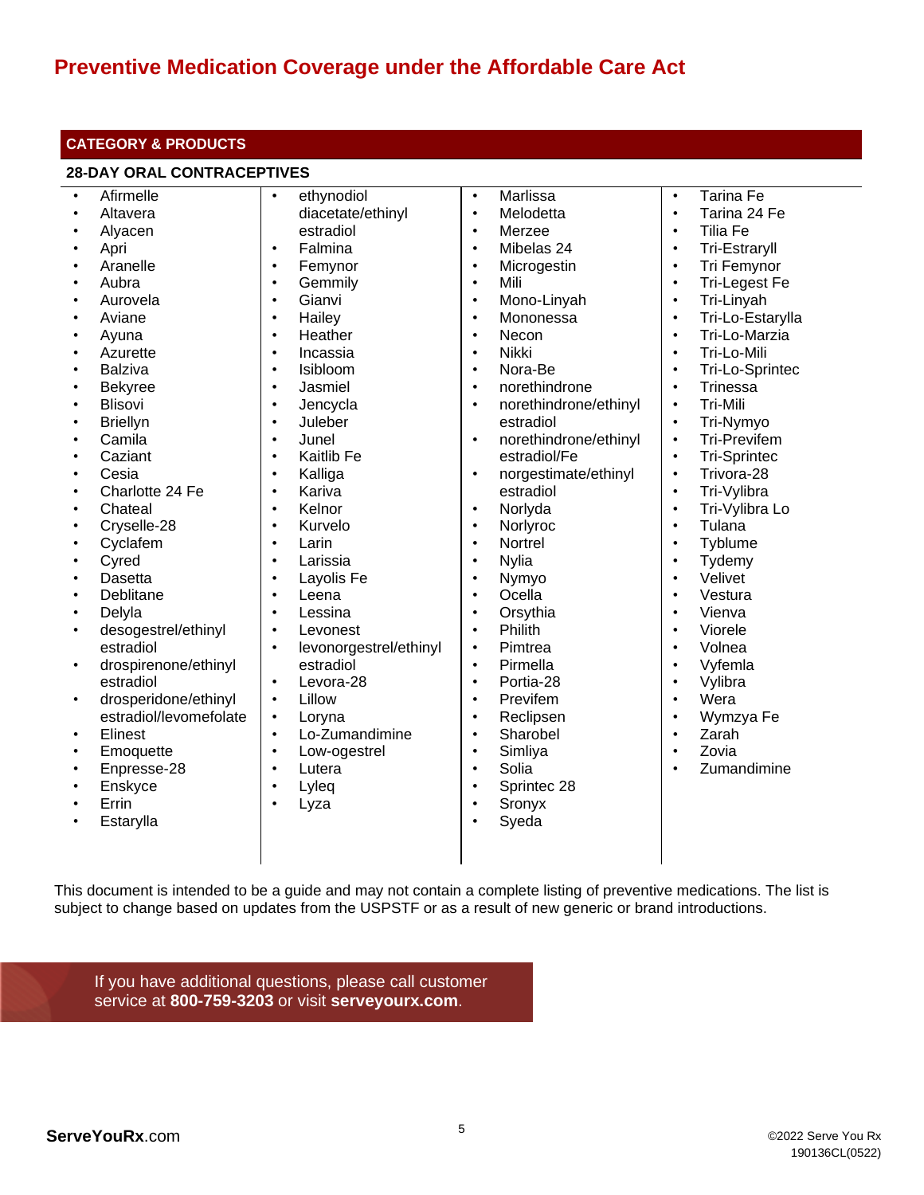# Preventive Medication Coverage under the Affordable Care Act

**CATEGORY & PRODUCTS**

**28-DAY ORAL CONTRACEPTIVES**

- Afirmelle
- Altavera
- Alyacen
- Apri
- Aranelle
- Aubra
- Aurovela
- Aviane
- Ayuna
- Azurette
- Balziva
- Bekyree
- Blisovi
- Briellyn
- Camila
- Caziant
- Cesia
- Charlotte 24 Fe
- Chateal
- Cryselle-28
- Cyclafem
- Cyred
- Dasetta
- Deblitane
- Delyla
- desogestrel/ethinyl estradiol
- drospirenone/ethinyl estradiol
- drosperidone/ethinyl estradiol/levomefolate
- Elinest
- Emoquette
- Enpresse-28
- Enskyce
- Errin
- Estarylla
- ethynodiol diacetate/ethinyl estradiol
- Falmina
- Femynor
- Gemmily
- Gianvi
- Hailey
- Heather
- Incassia
- Isibloom
- Jasmiel
- Jencycla
- Juleber
- Junel
- Kaitlib Fe
- Kalliga
- Kariva
- Kelnor
- Kurvelo
- Larin
- Larissia
- Layolis Fe
- Leena
- Lessina
- Levonest
- levonorgestrel/ethinyl estradiol
- Levora-28
- Lillow
- Loryna
- Lo-Zumandimine
- Low-ogestrel
- Lutera
- Lyleq
- Lyza
- Marlissa
- Melodetta
- Merzee
- Mibelas 24
- Microgestin
- Mili
- Mono-Linyah
- Mononessa
- Necon
- Nikki
- Nora-Be
- norethindrone
- norethindrone/ethinyl estradiol
- norethindrone/ethinyl estradiol/Fe
- norgestimate/ethinyl estradiol
- Norlyda
- Norlyroc
- Nortrel
- Nylia
- Nymyo
- Ocella
- Orsythia
- Philith
- Pimtrea
- Pirmella
- Portia-28
- Previfem
- Reclipsen
- Sharobel
- Simliya
- Solia
- Sprintec 28
- Sronyx
- Syeda
- Tarina Fe
- Tarina 24 Fe
- Tilia Fe
- Tri-Estraryll
- Tri Femynor
- Tri-Legest Fe
- Tri-Linyah
- Tri-Lo-Estarylla
- Tri-Lo-Marzia
- Tri-Lo-Mili
- Tri-Lo-Sprintec
- Trinessa
- Tri-Mili
- Tri-Nymyo
- Tri-Previfem
- Tri-Sprintec
- Trivora-28
- Tri-Vylibra
- Tri-Vylibra Lo
- Tulana
- Tyblume
- Tydemy
- Velivet
- Vestura
- Vienva
- Viorele
- Volnea
- Vyfemla
- Vylibra
- Wera
- Wymzya Fe
- Zarah
- Zovia
- Zumandimine

This document is intended to be a guide and may not contain a complete listing of preventive medications. The list is subject to change based on updates from the USPSTF or as a result of new generic or brand introductions.

If you have additional questions, please call customer service at **800-759-3203** or visit **serveyourx.com**.